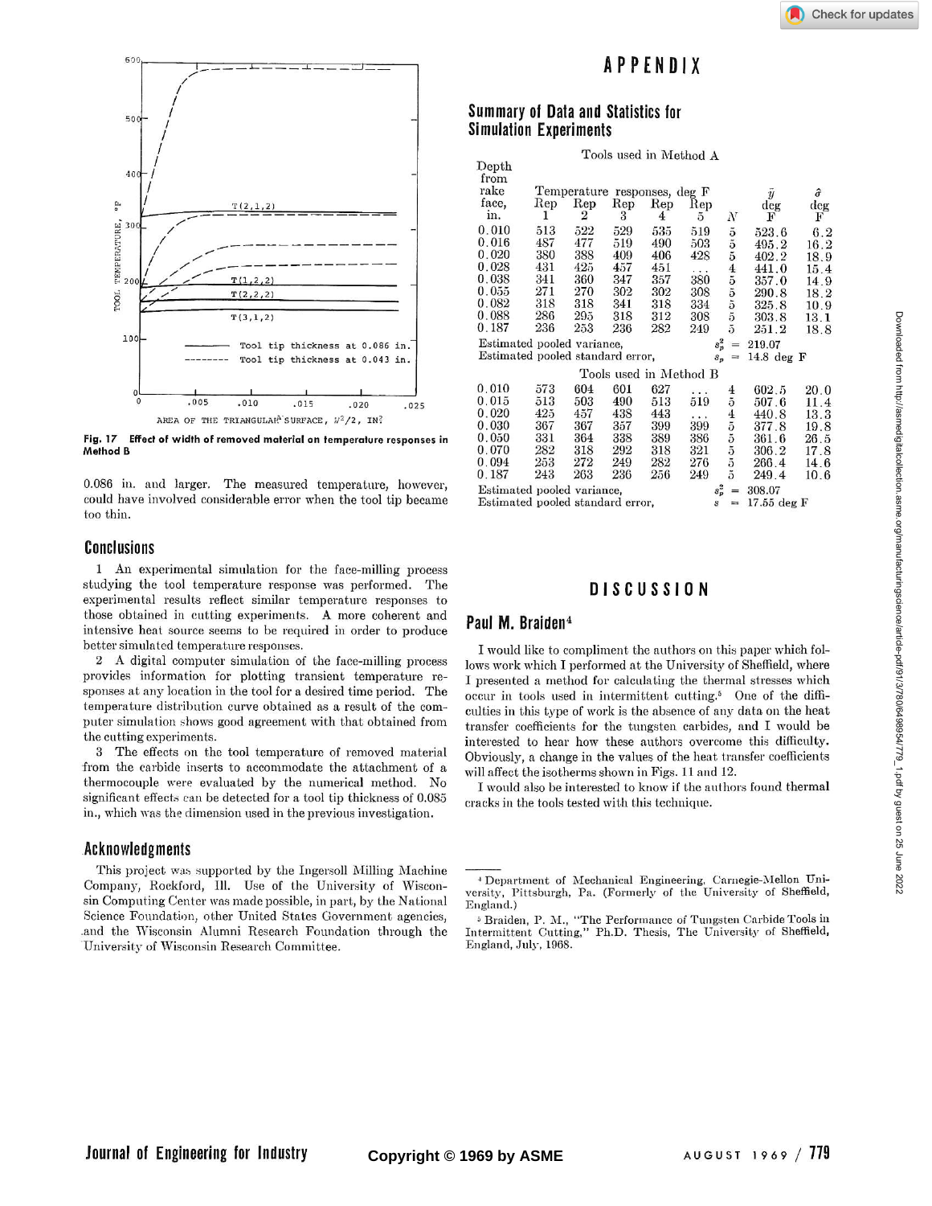Fig. 17 Effect of width of removed material on temperature responses in Method B

0.086 in. and larger. The measured temperature, however, could have involved considerable error when the tool tip became too thin.

## Conclusions

1 An experimental simulation for the face-milling process studying the tool temperature response was performed. The experimental results reflect similar temperature responses to those obtained in cutting experiments. A more coherent and intensive heat source seems to be required in order to produce better simulated temperature responses.

2 A digital computer simulation of the face-milling process provides information for plotting transient temperature responses at any location in the tool for a desired time period. The temperature distribution curve obtained as a result of the computer simulation shows good agreement with that obtained from the cutting experiments.

3 The effects on the tool temperature of removed material from the carbide inserts to accommodate the attachment of a thermocouple were evaluated by the numerical method. No significant effects can be detected for a tool tip thickness of 0.085 in., which was the dimension used in the previous investigation.

## Acknowledgments

This project was supported by the Ingersoll Milling Machine Company, Rockford, Ill. Use of the University of Wisconsin Computing Center was made possible, in part, by the National Science Foundation, other United States Government agencies, and the Wisconsin Alumni Research Foundation through the University of Wisconsin Research Committee.

# APPENDIX

## Summary of Data and Statistics for Simulation Experiments

Tools used in Method A

| Depth from rake face, in. | Temperature responses, deg F | | | | | $N$ | $\bar{y}$ deg F | $\hat{\sigma}$ deg F |
|---|---|---|---|---|---|---|---|---|
| | Rep 1 | Rep 2 | Rep 3 | Rep 4 | Rep 5 | | | |
| 0.010 | 513 | 522 | 529 | 535 | 519 | 5 | 523.6 | 6.2 |
| 0.016 | 487 | 477 | 519 | 490 | 503 | 5 | 495.2 | 16.2 |
| 0.020 | 380 | 388 | 409 | 406 | 428 | 5 | 402.2 | 18.9 |
| 0.028 | 431 | 425 | 457 | 451 | ... | 4 | 441.0 | 15.4 |
| 0.038 | 341 | 360 | 347 | 357 | 380 | 5 | 357.0 | 14.9 |
| 0.055 | 271 | 270 | 302 | 302 | 308 | 5 | 290.8 | 18.2 |
| 0.082 | 318 | 318 | 341 | 318 | 334 | 5 | 325.8 | 10.9 |
| 0.088 | 286 | 295 | 318 | 312 | 308 | 5 | 303.8 | 13.1 |
| 0.187 | 236 | 253 | 236 | 282 | 249 | 5 | 251.2 | 18.8 |

Estimated pooled variance, $s_p^2 = 219.07$
Estimated pooled standard error, $s_p = 14.8$ deg F

Tools used in Method B

| Depth from rake face, in. | Rep 1 | Rep 2 | Rep 3 | Rep 4 | Rep 5 | $N$ | $\bar{y}$ deg F | $\hat{\sigma}$ deg F |
|---|---|---|---|---|---|---|---|---|
| 0.010 | 573 | 604 | 601 | 627 | ... | 4 | 602.5 | 20.0 |
| 0.015 | 513 | 503 | 490 | 513 | 519 | 5 | 507.6 | 11.4 |
| 0.020 | 425 | 457 | 438 | 443 | ... | 4 | 440.8 | 13.3 |
| 0.030 | 367 | 367 | 357 | 399 | 399 | 5 | 377.8 | 19.8 |
| 0.050 | 331 | 364 | 338 | 389 | 386 | 5 | 361.6 | 26.5 |
| 0.070 | 282 | 318 | 292 | 318 | 321 | 5 | 306.2 | 17.8 |
| 0.094 | 253 | 272 | 249 | 282 | 276 | 5 | 266.4 | 14.6 |
| 0.187 | 243 | 263 | 236 | 256 | 249 | 5 | 249.4 | 10.6 |

Estimated pooled variance, $s_p^2 = 308.07$
Estimated pooled standard error, $s = 17.55$ deg F

# DISCUSSION

## Paul M. Braiden[4]

I would like to compliment the authors on this paper which follows work which I performed at the University of Sheffield, where I presented a method for calculating the thermal stresses which occur in tools used in intermittent cutting.[5] One of the difficulties in this type of work is the absence of any data on the heat transfer coefficients for the tungsten carbides, and I would be interested to hear how these authors overcome this difficulty. Obviously, a change in the values of the heat transfer coefficients will affect the isotherms shown in Figs. 11 and 12.

I would also be interested to know if the authors found thermal cracks in the tools tested with this technique.

[4] Department of Mechanical Engineering, Carnegie-Mellon University, Pittsburgh, Pa. (Formerly of the University of Sheffield, England.)

[5] Braiden, P. M., "The Performance of Tungsten Carbide Tools in Intermittent Cutting," Ph.D. Thesis, The University of Sheffield, England, July, 1968.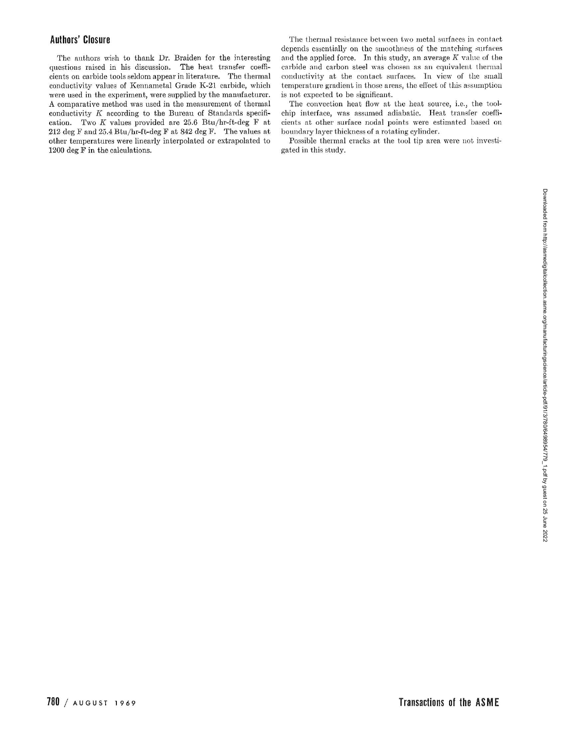## Authors' Closure

The authors wish to thank Dr. Braiden for the interesting questions raised in his discussion. The heat transfer coefficients on carbide tools seldom appear in literature. The thermal conductivity values of Kennametal Grade K-21 carbide, which were used in the experiment, were supplied by the manufacturer. A comparative method was used in the measurement of thermal conductivity $K$ according to the Bureau of Standards specification. Two $K$ values provided are 25.6 Btu/hr-ft-deg F at 212 deg F and 25.4 Btu/hr-ft-deg F at 842 deg F. The values at other temperatures were linearly interpolated or extrapolated to 1200 deg F in the calculations.

The thermal resistance between two metal surfaces in contact depends essentially on the smoothness of the matching surfaces and the applied force. In this study, an average $K$ value of the carbide and carbon steel was chosen as an equivalent thermal conductivity at the contact surfaces. In view of the small temperature gradient in those areas, the effect of this assumption is not expected to be significant.

The convection heat flow at the heat source, i.e., the tool-chip interface, was assumed adiabatic. Heat transfer coefficients at other surface nodal points were estimated based on boundary layer thickness of a rotating cylinder.

Possible thermal cracks at the tool tip area were not investigated in this study.